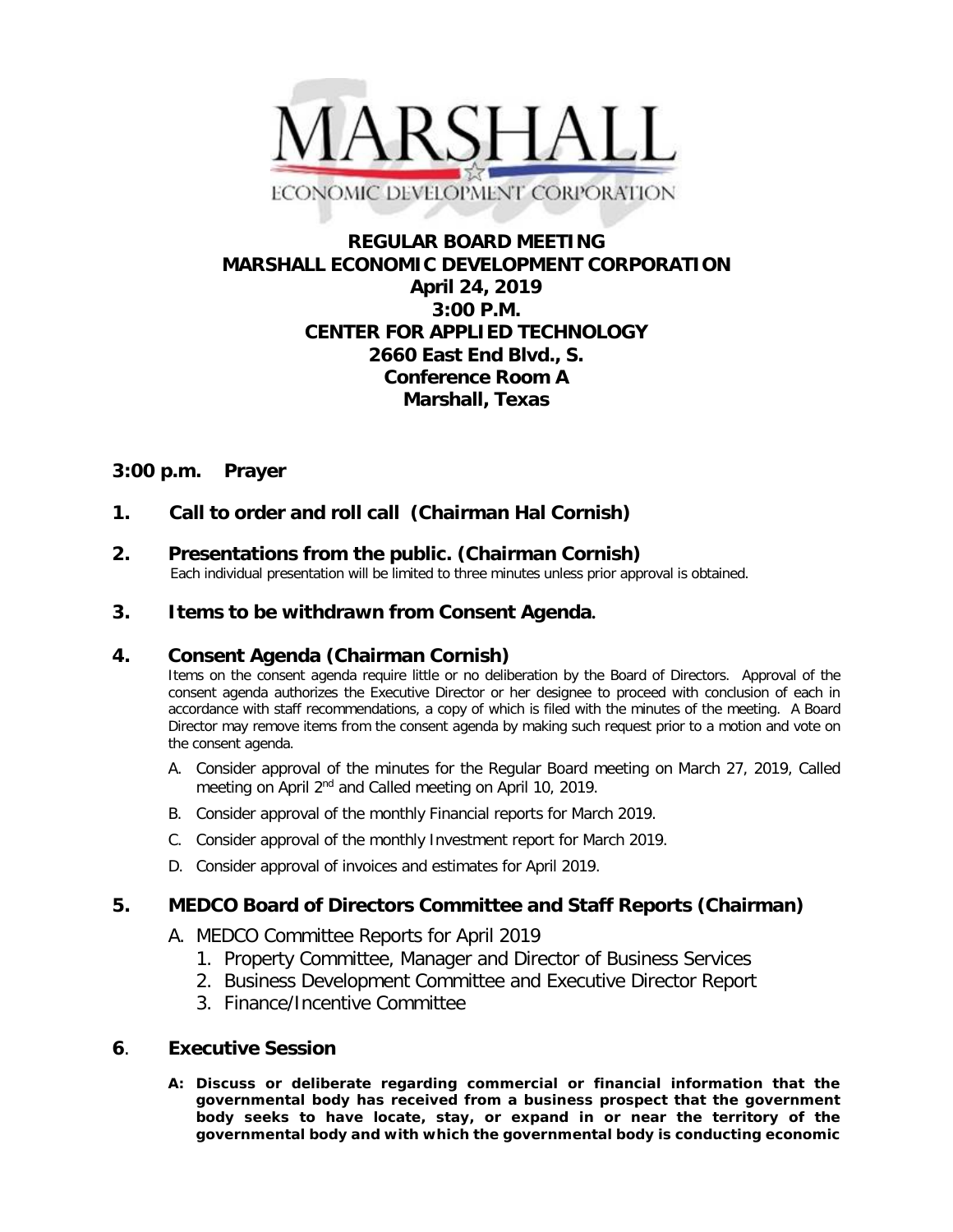MARSHALL
ECONOMIC DEVELOPMENT CORPORATION

# REGULAR BOARD MEETING
# MARSHALL ECONOMIC DEVELOPMENT CORPORATION
**April 24, 2019**
**3:00 P.M.**
**CENTER FOR APPLIED TECHNOLOGY**
**2660 East End Blvd., S.**
**Conference Room A**
**Marshall, Texas**

## 3:00 p.m. Prayer

## 1. Call to order and roll call (Chairman Hal Cornish)

## 2. Presentations from the public. (Chairman Cornish)

Each individual presentation will be limited to three minutes unless prior approval is obtained.

## 3. Items to be withdrawn from Consent Agenda.

## 4. Consent Agenda (Chairman Cornish)

Items on the consent agenda require little or no deliberation by the Board of Directors. Approval of the consent agenda authorizes the Executive Director or her designee to proceed with conclusion of each in accordance with staff recommendations, a copy of which is filed with the minutes of the meeting. A Board Director may remove items from the consent agenda by making such request prior to a motion and vote on the consent agenda.

A. Consider approval of the minutes for the Regular Board meeting on March 27, 2019, Called meeting on April 2nd and Called meeting on April 10, 2019.

B. Consider approval of the monthly Financial reports for March 2019.

C. Consider approval of the monthly Investment report for March 2019.

D. Consider approval of invoices and estimates for April 2019.

## 5. MEDCO Board of Directors Committee and Staff Reports (Chairman)

A. MEDCO Committee Reports for April 2019
   1. Property Committee, Manager and Director of Business Services
   2. Business Development Committee and Executive Director Report
   3. Finance/Incentive Committee

## 6. Executive Session

**A: Discuss or deliberate regarding commercial or financial information that the governmental body has received from a business prospect that the government body seeks to have locate, stay, or expand in or near the territory of the governmental body and with which the governmental body is conducting economic**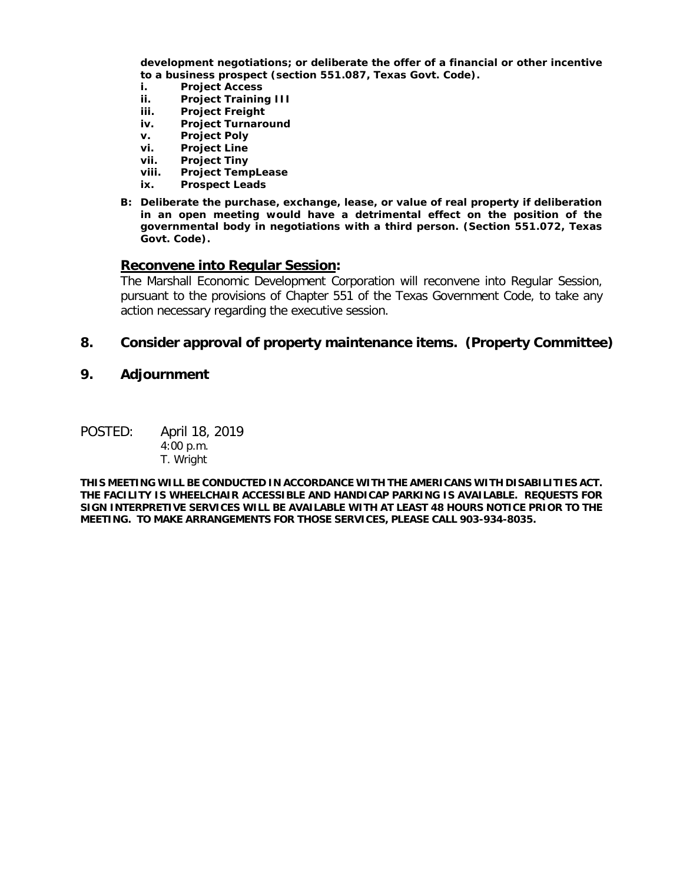**development negotiations; or deliberate the offer of a financial or other incentive to a business prospect (section 551.087, Texas Govt. Code).**

- **i. Project Access**
- **ii. Project Training III**
- **iii. Project Freight**
- **iv. Project Turnaround**
- **v. Project Poly**
- **vi. Project Line**
- **vii. Project Tiny**
- **viii. Project TempLease**
- **ix. Prospect Leads**

**B: Deliberate the purchase, exchange, lease, or value of real property if deliberation in an open meeting would have a detrimental effect on the position of the governmental body in negotiations with a third person. (Section 551.072, Texas Govt. Code).**

**Reconvene into Regular Session:**

The Marshall Economic Development Corporation will reconvene into Regular Session, pursuant to the provisions of Chapter 551 of the Texas Government Code, to take any action necessary regarding the executive session.

## 8. Consider approval of property maintenance items. (Property Committee)

## 9. Adjournment

POSTED: April 18, 2019
4:00 p.m.
T. Wright

**THIS MEETING WILL BE CONDUCTED IN ACCORDANCE WITH THE AMERICANS WITH DISABILITIES ACT. THE FACILITY IS WHEELCHAIR ACCESSIBLE AND HANDICAP PARKING IS AVAILABLE. REQUESTS FOR SIGN INTERPRETIVE SERVICES WILL BE AVAILABLE WITH AT LEAST 48 HOURS NOTICE PRIOR TO THE MEETING. TO MAKE ARRANGEMENTS FOR THOSE SERVICES, PLEASE CALL 903-934-8035.**